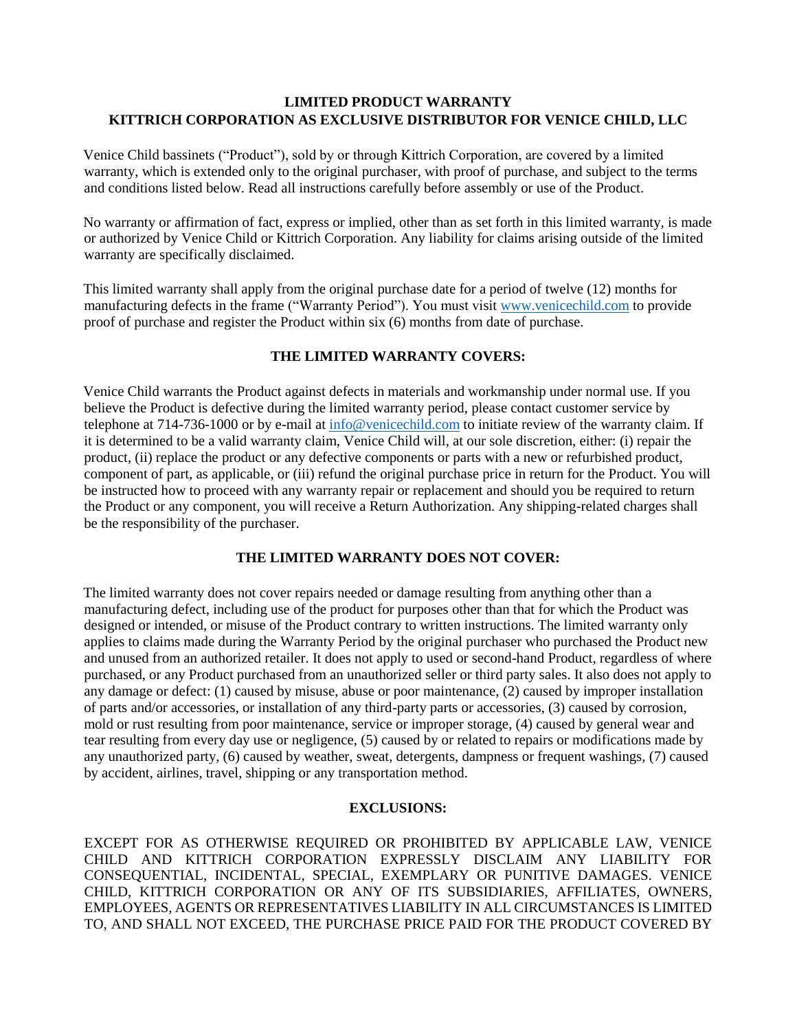# LIMITED PRODUCT WARRANTY
## KITTRICH CORPORATION AS EXCLUSIVE DISTRIBUTOR FOR VENICE CHILD, LLC

Venice Child bassinets ("Product"), sold by or through Kittrich Corporation, are covered by a limited warranty, which is extended only to the original purchaser, with proof of purchase, and subject to the terms and conditions listed below. Read all instructions carefully before assembly or use of the Product.

No warranty or affirmation of fact, express or implied, other than as set forth in this limited warranty, is made or authorized by Venice Child or Kittrich Corporation. Any liability for claims arising outside of the limited warranty are specifically disclaimed.

This limited warranty shall apply from the original purchase date for a period of twelve (12) months for manufacturing defects in the frame ("Warranty Period"). You must visit [www.venicechild.com](http://www.venicechild.com) to provide proof of purchase and register the Product within six (6) months from date of purchase.

## THE LIMITED WARRANTY COVERS:

Venice Child warrants the Product against defects in materials and workmanship under normal use. If you believe the Product is defective during the limited warranty period, please contact customer service by telephone at 714-736-1000 or by e-mail at [info@venicechild.com](mailto:info@venicechild.com) to initiate review of the warranty claim. If it is determined to be a valid warranty claim, Venice Child will, at our sole discretion, either: (i) repair the product, (ii) replace the product or any defective components or parts with a new or refurbished product, component of part, as applicable, or (iii) refund the original purchase price in return for the Product. You will be instructed how to proceed with any warranty repair or replacement and should you be required to return the Product or any component, you will receive a Return Authorization. Any shipping-related charges shall be the responsibility of the purchaser.

## THE LIMITED WARRANTY DOES NOT COVER:

The limited warranty does not cover repairs needed or damage resulting from anything other than a manufacturing defect, including use of the product for purposes other than that for which the Product was designed or intended, or misuse of the Product contrary to written instructions. The limited warranty only applies to claims made during the Warranty Period by the original purchaser who purchased the Product new and unused from an authorized retailer. It does not apply to used or second-hand Product, regardless of where purchased, or any Product purchased from an unauthorized seller or third party sales. It also does not apply to any damage or defect: (1) caused by misuse, abuse or poor maintenance, (2) caused by improper installation of parts and/or accessories, or installation of any third-party parts or accessories, (3) caused by corrosion, mold or rust resulting from poor maintenance, service or improper storage, (4) caused by general wear and tear resulting from every day use or negligence, (5) caused by or related to repairs or modifications made by any unauthorized party, (6) caused by weather, sweat, detergents, dampness or frequent washings, (7) caused by accident, airlines, travel, shipping or any transportation method.

## EXCLUSIONS:

EXCEPT FOR AS OTHERWISE REQUIRED OR PROHIBITED BY APPLICABLE LAW, VENICE CHILD AND KITTRICH CORPORATION EXPRESSLY DISCLAIM ANY LIABILITY FOR CONSEQUENTIAL, INCIDENTAL, SPECIAL, EXEMPLARY OR PUNITIVE DAMAGES. VENICE CHILD, KITTRICH CORPORATION OR ANY OF ITS SUBSIDIARIES, AFFILIATES, OWNERS, EMPLOYEES, AGENTS OR REPRESENTATIVES LIABILITY IN ALL CIRCUMSTANCES IS LIMITED TO, AND SHALL NOT EXCEED, THE PURCHASE PRICE PAID FOR THE PRODUCT COVERED BY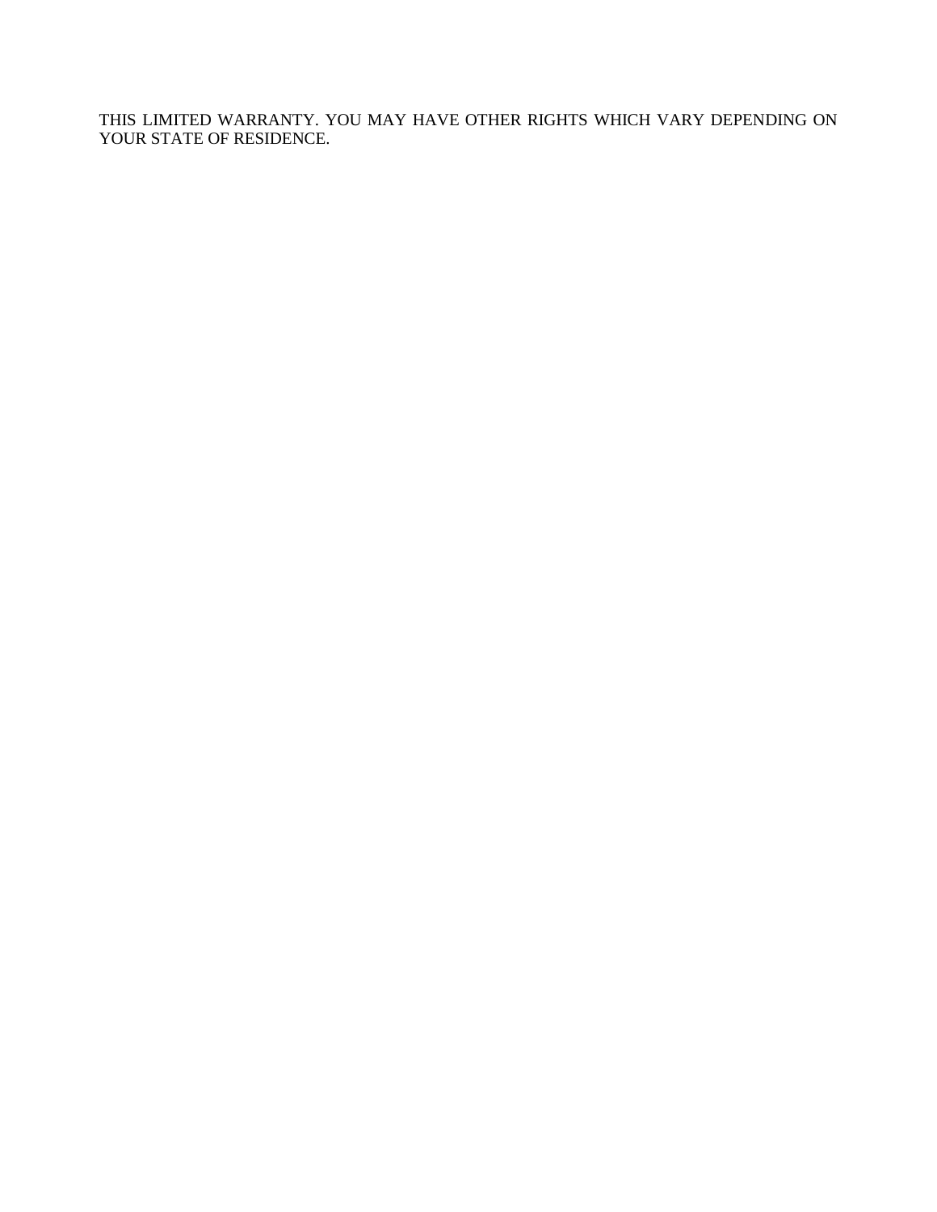THIS LIMITED WARRANTY. YOU MAY HAVE OTHER RIGHTS WHICH VARY DEPENDING ON YOUR STATE OF RESIDENCE.